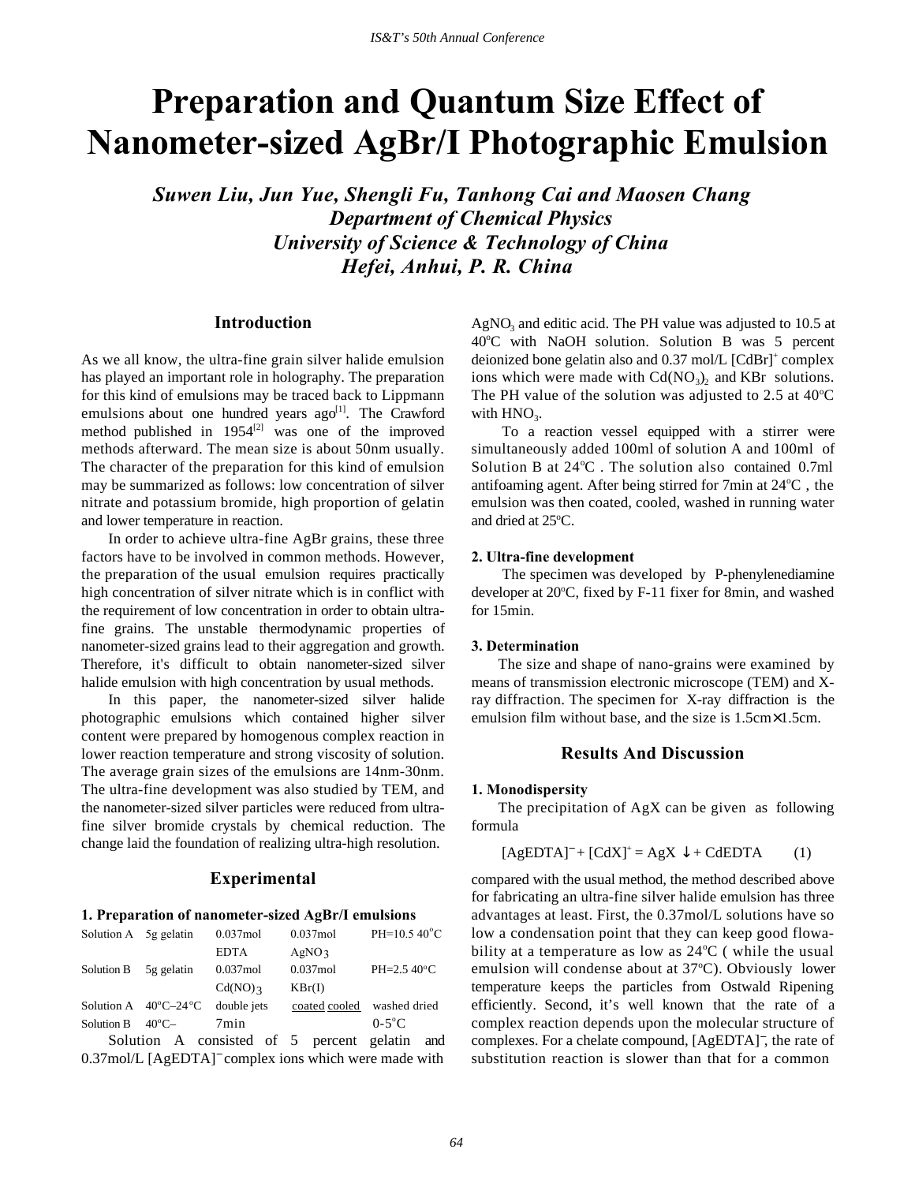// Running header "IS&T's 50th Annual Conference" and page number 64 omitted per rules.
# Preparation and Quantum Size Effect of Nanometer-sized AgBr/I Photographic Emulsion

***Suwen Liu, Jun Yue, Shengli Fu, Tanhong Cai and Maosen Chang***
***Department of Chemical Physics***
***University of Science & Technology of China***
***Hefei, Anhui, P. R. China***

## Introduction

As we all know, the ultra-fine grain silver halide emulsion has played an important role in holography. The preparation for this kind of emulsions may be traced back to Lippmann emulsions about one hundred years ago[1]. The Crawford method published in 1954[2] was one of the improved methods afterward. The mean size is about 50nm usually. The character of the preparation for this kind of emulsion may be summarized as follows: low concentration of silver nitrate and potassium bromide, high proportion of gelatin and lower temperature in reaction.

In order to achieve ultra-fine AgBr grains, these three factors have to be involved in common methods. However, the preparation of the usual emulsion requires practically high concentration of silver nitrate which is in conflict with the requirement of low concentration in order to obtain ultra-fine grains. The unstable thermodynamic properties of nanometer-sized grains lead to their aggregation and growth. Therefore, it's difficult to obtain nanometer-sized silver halide emulsion with high concentration by usual methods.

In this paper, the nanometer-sized silver halide photographic emulsions which contained higher silver content were prepared by homogenous complex reaction in lower reaction temperature and strong viscosity of solution. The average grain sizes of the emulsions are 14nm-30nm. The ultra-fine development was also studied by TEM, and the nanometer-sized silver particles were reduced from ultra-fine silver bromide crystals by chemical reduction. The change laid the foundation of realizing ultra-high resolution.

## Experimental

### 1. Preparation of nanometer-sized AgBr/I emulsions

| | | | | |
|---|---|---|---|---|
| Solution A | 5g gelatin | 0.037mol EDTA | 0.037mol $AgNO_3$ | PH=10.5 40°C |
| Solution B | 5g gelatin | 0.037mol $Cd(NO)_3$ | 0.037mol KBr(I) | PH=2.5 40°C |
| Solution A | 40°C–24°C | double jets | coated cooled | washed dried |
| Solution B | 40°C– | 7min | | 0-5°C |

Solution A consisted of 5 percent gelatin and 0.37mol/L $[AgEDTA]^-$ complex ions which were made with $AgNO_3$ and editic acid. The PH value was adjusted to 10.5 at 40°C with NaOH solution. Solution B was 5 percent deionized bone gelatin also and 0.37 mol/L $[CdBr]^+$ complex ions which were made with $Cd(NO_3)_2$ and KBr solutions. The PH value of the solution was adjusted to 2.5 at 40°C with $HNO_3$.

To a reaction vessel equipped with a stirrer were simultaneously added 100ml of solution A and 100ml of Solution B at 24°C. The solution also contained 0.7ml antifoaming agent. After being stirred for 7min at 24°C, the emulsion was then coated, cooled, washed in running water and dried at 25°C.

### 2. Ultra-fine development

The specimen was developed by P-phenylenediamine developer at 20°C, fixed by F-11 fixer for 8min, and washed for 15min.

### 3. Determination

The size and shape of nano-grains were examined by means of transmission electronic microscope (TEM) and X-ray diffraction. The specimen for X-ray diffraction is the emulsion film without base, and the size is 1.5cm×1.5cm.

## Results And Discussion

### 1. Monodispersity

The precipitation of AgX can be given as following formula

$$[AgEDTA]^- + [CdX]^+ = AgX \downarrow + CdEDTA \qquad (1)$$

compared with the usual method, the method described above for fabricating an ultra-fine silver halide emulsion has three advantages at least. First, the 0.37mol/L solutions have so low a condensation point that they can keep good flowability at a temperature as low as 24°C ( while the usual emulsion will condense about at 37°C). Obviously lower temperature keeps the particles from Ostwald Ripening efficiently. Second, it's well known that the rate of a complex reaction depends upon the molecular structure of complexes. For a chelate compound, $[AgEDTA]^-$, the rate of substitution reaction is slower than that for a common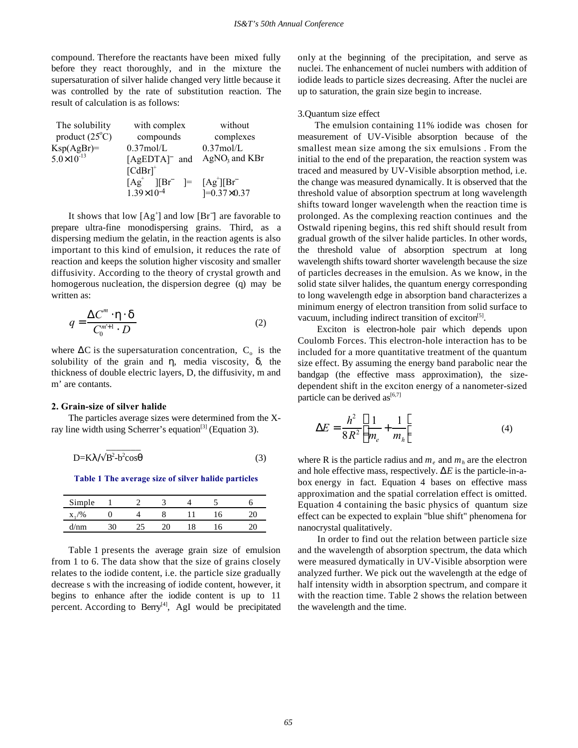compound. Therefore the reactants have been mixed fully before they react thoroughly, and in the mixture the supersaturation of silver halide changed very little because it was controlled by the rate of substitution reaction. The result of calculation is as follows:

| The solubility product (25°C) | with complex compounds | without complexes |
|---|---|---|
| $K_{sp}(AgBr)= 5.0\times10^{-13}$ | 0.37mol/L $[AgEDTA]^-$ and $[CdBr]^+$ | 0.37mol/L $AgNO_3$ and KBr |
| | $[Ag^+][Br^-]= 1.39\times10^{-4}$ | $[Ag^+][Br^-]=0.37\times0.37$ |

It shows that low $[Ag^+]$ and low $[Br^-]$ are favorable to prepare ultra-fine monodispersing grains. Third, as a dispersing medium the gelatin, in the reaction agents is also important to this kind of emulsion, it reduces the rate of reaction and keeps the solution higher viscosity and smaller diffusivity. According to the theory of crystal growth and homogerous nucleation, the dispersion degree (q) may be written as:

$$q = \frac{\Delta C^m \cdot \eta \cdot \delta}{C_0^{m'+1} \cdot D} \tag{2}$$

where $\Delta C$ is the supersaturation concentration, $C_o$ is the solubility of the grain and $\eta$, media viscosity, $\delta$, the thickness of double electric layers, D, the diffusivity, m and m' are contants.

## 2. Grain-size of silver halide

The particles average sizes were determined from the X-ray line width using Scherrer's equation[3] (Equation 3).

$$D=K\lambda/\sqrt{B^2-b^2}\cos\theta \tag{3}$$

**Table 1 The average size of silver halide particles**

| Simple | 1 | 2 | 3 | 4 | 5 | 6 |
|---|---|---|---|---|---|---|
| $x_1$/% | 0 | 4 | 8 | 11 | 16 | 20 |
| d/nm | 30 | 25 | 20 | 18 | 16 | 20 |

Table 1 presents the average grain size of emulsion from 1 to 6. The data show that the size of grains closely relates to the iodide content, i.e. the particle size gradually decrease s with the increasing of iodide content, however, it begins to enhance after the iodide content is up to 11 percent. According to Berry[4], AgI would be precipitated only at the beginning of the precipitation, and serve as nuclei. The enhancement of nuclei numbers with addition of iodide leads to particle sizes decreasing. After the nuclei are up to saturation, the grain size begin to increase.

3.Quantum size effect

The emulsion containing 11% iodide was chosen for measurement of UV-Visible absorption because of the smallest mean size among the six emulsions . From the initial to the end of the preparation, the reaction system was traced and measured by UV-Visible absorption method, i.e. the change was measured dynamically. It is observed that the threshold value of absorption spectrum at long wavelength shifts toward longer wavelength when the reaction time is prolonged. As the complexing reaction continues and the Ostwald ripening begins, this red shift should result from gradual growth of the silver halide particles. In other words, the threshold value of absorption spectrum at long wavelength shifts toward shorter wavelength because the size of particles decreases in the emulsion. As we know, in the solid state silver halides, the quantum energy corresponding to long wavelength edge in absorption band characterizes a minimum energy of electron transition from solid surface to vacuum, including indirect transition of exciton[5].

Exciton is electron-hole pair which depends upon Coulomb Forces. This electron-hole interaction has to be included for a more quantitative treatment of the quantum size effect. By assuming the energy band parabolic near the bandgap (the effective mass approximation), the size-dependent shift in the exciton energy of a nanometer-sized particle can be derived as[6,7]

$$\Delta E = \frac{h^2}{8R^2}\left(\frac{1}{m_e}+\frac{1}{m_h}\right) \tag{4}$$

where R is the particle radius and $m_e$ and $m_h$ are the electron and hole effective mass, respectively. $\Delta E$ is the particle-in-a-box energy in fact. Equation 4 bases on effective mass approximation and the spatial correlation effect is omitted. Equation 4 containing the basic physics of quantum size effect can be expected to explain "blue shift" phenomena for nanocrystal qualitatively.

In order to find out the relation between particle size and the wavelength of absorption spectrum, the data which were measured dymatically in UV-Visible absorption were analyzed further. We pick out the wavelength at the edge of half intensity width in absorption spectrum, and compare it with the reaction time. Table 2 shows the relation between the wavelength and the time.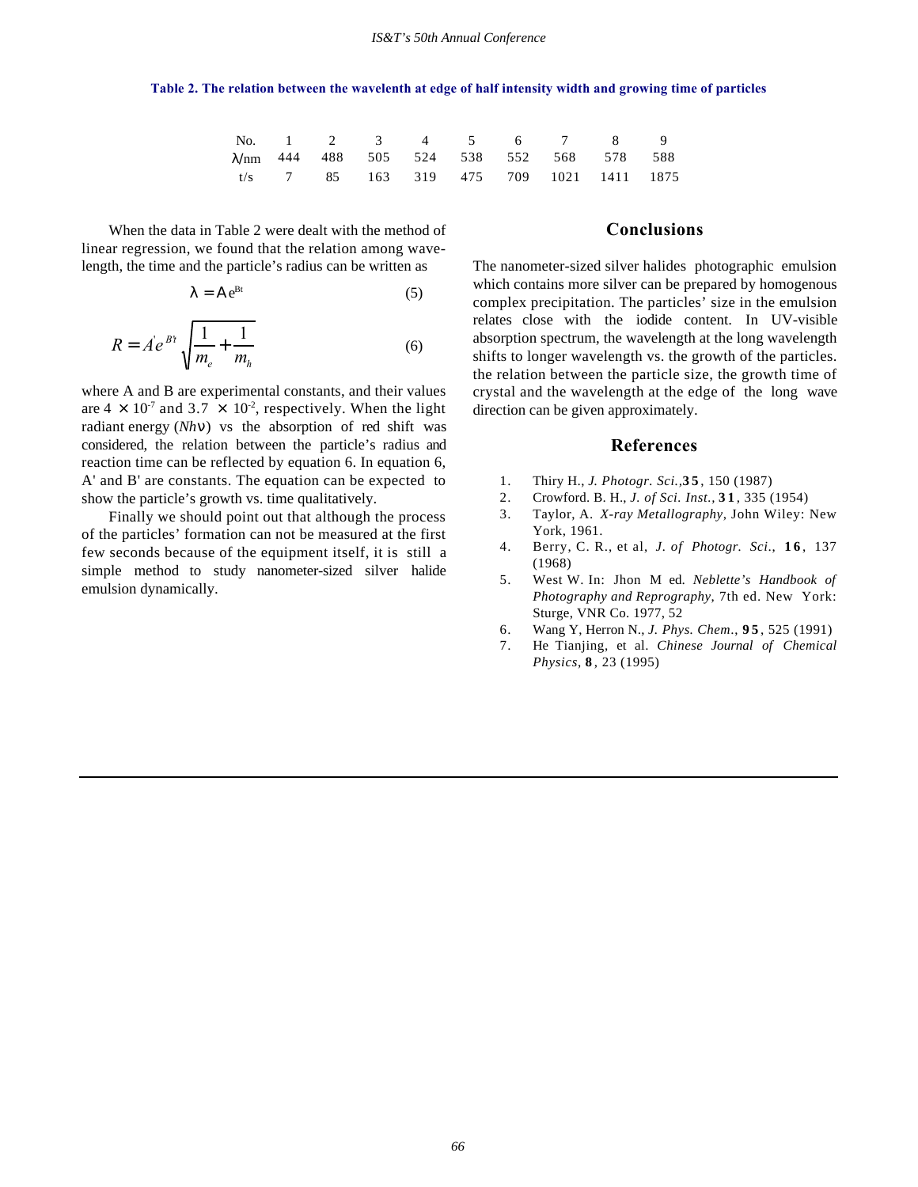**Table 2. The relation between the wavelenth at edge of half intensity width and growing time of particles**

| No. | 1 | 2 | 3 | 4 | 5 | 6 | 7 | 8 | 9 |
|---|---|---|---|---|---|---|---|---|---|
| λ/nm | 444 | 488 | 505 | 524 | 538 | 552 | 568 | 578 | 588 |
| t/s | 7 | 85 | 163 | 319 | 475 | 709 | 1021 | 1411 | 1875 |

When the data in Table 2 were dealt with the method of linear regression, we found that the relation among wavelength, the time and the particle's radius can be written as

$$\lambda = A e^{Bt} \tag{5}$$

$$R = A' e^{B't} \sqrt{\frac{1}{m_e} + \frac{1}{m_h}} \tag{6}$$

where A and B are experimental constants, and their values are $4 \times 10^{-7}$ and $3.7 \times 10^{-2}$, respectively. When the light radiant energy ($Nh\nu$) vs the absorption of red shift was considered, the relation between the particle's radius and reaction time can be reflected by equation 6. In equation 6, A' and B' are constants. The equation can be expected to show the particle's growth vs. time qualitatively.

Finally we should point out that although the process of the particles' formation can not be measured at the first few seconds because of the equipment itself, it is still a simple method to study nanometer-sized silver halide emulsion dynamically.

## Conclusions

The nanometer-sized silver halides photographic emulsion which contains more silver can be prepared by homogenous complex precipitation. The particles' size in the emulsion relates close with the iodide content. In UV-visible absorption spectrum, the wavelength at the long wavelength shifts to longer wavelength vs. the growth of the particles. the relation between the particle size, the growth time of crystal and the wavelength at the edge of the long wave direction can be given approximately.

## References

1. Thiry H., *J. Photogr. Sci.*,**35**, 150 (1987)
2. Crowford. B. H., *J. of Sci. Inst.*, **31**, 335 (1954)
3. Taylor, A. *X-ray Metallography*, John Wiley: New York, 1961.
4. Berry, C. R., et al, *J. of Photogr. Sci.*, **16**, 137 (1968)
5. West W. In: Jhon M ed. *Neblette's Handbook of Photography and Reprography*, 7th ed. New York: Sturge, VNR Co. 1977, 52
6. Wang Y, Herron N., *J. Phys. Chem.*, **95**, 525 (1991)
7. He Tianjing, et al. *Chinese Journal of Chemical Physics*, **8**, 23 (1995)